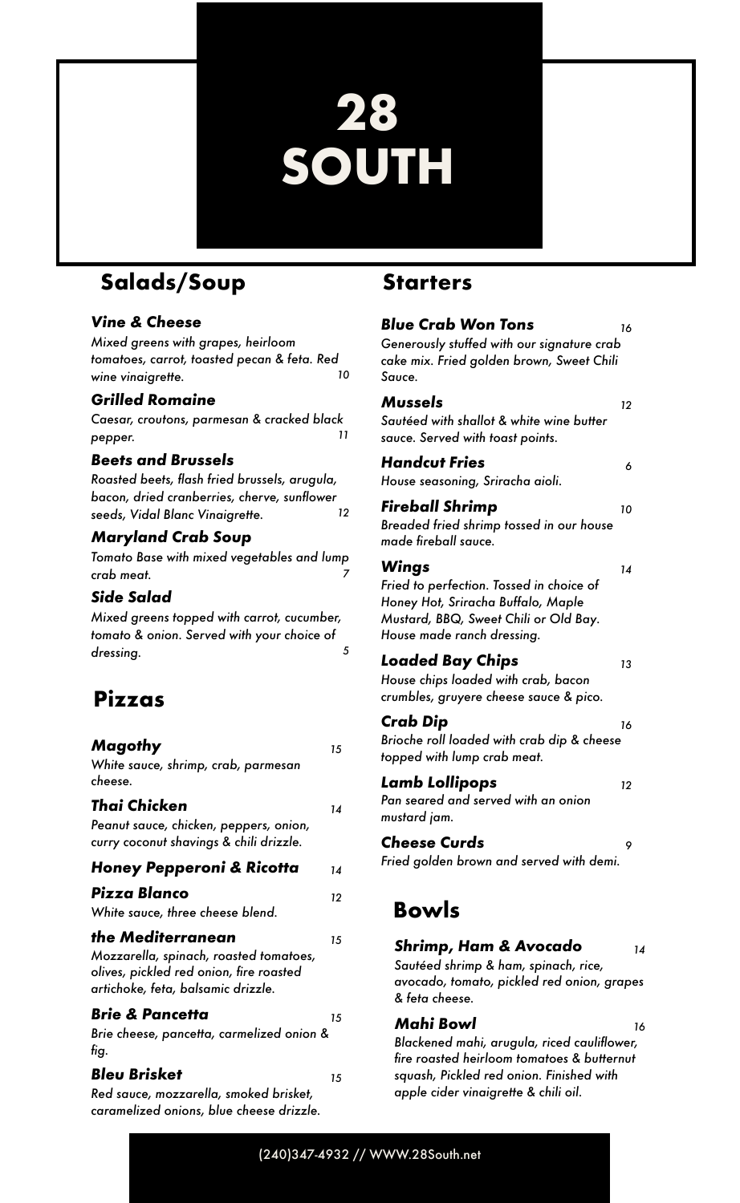# 28 SOUTH

## Salads/Soup

### *Vine & Cheese*

*Mixed greens with grapes, heirloom tomatoes, carrot, toasted pecan & feta. Red wine vinaigrette.* *10*

### *Grilled Romaine*

*Caesar, croutons, parmesan & cracked black pepper.* *11*

### *Beets and Brussels*

*Roasted beets, flash fried brussels, arugula, bacon, dried cranberries, cherve, sunflower seeds, Vidal Blanc Vinaigrette.* *12*

### *Maryland Crab Soup*

*Tomato Base with mixed vegetables and lump crab meat.* *7*

### *Side Salad*

*Mixed greens topped with carrot, cucumber, tomato & onion. Served with your choice of dressing.* *5*

## Pizzas

### *Magothy* *15*

*White sauce, shrimp, crab, parmesan cheese.*

### *Thai Chicken* *14*

*Peanut sauce, chicken, peppers, onion, curry coconut shavings & chili drizzle.*

### *Honey Pepperoni & Ricotta* *14*

### *Pizza Blanco* *12*

*White sauce, three cheese blend.*

### *the Mediterranean* *15*

*Mozzarella, spinach, roasted tomatoes, olives, pickled red onion, fire roasted artichoke, feta, balsamic drizzle.*

### *Brie & Pancetta* *15*

*Brie cheese, pancetta, carmelized onion & fig.*

### *Bleu Brisket* *15*

*Red sauce, mozzarella, smoked brisket, caramelized onions, blue cheese drizzle.*

## Starters

### *Blue Crab Won Tons* *16*

*Generously stuffed with our signature crab cake mix. Fried golden brown, Sweet Chili Sauce.*

### *Mussels* *12*

*Sautéed with shallot & white wine butter sauce. Served with toast points.*

### *Handcut Fries* *6*

*House seasoning, Sriracha aioli.*

### *Fireball Shrimp* *10*

*Breaded fried shrimp tossed in our house made fireball sauce.*

### *Wings* *14*

*Fried to perfection. Tossed in choice of Honey Hot, Sriracha Buffalo, Maple Mustard, BBQ, Sweet Chili or Old Bay. House made ranch dressing.*

### *Loaded Bay Chips* *13*

*House chips loaded with crab, bacon crumbles, gruyere cheese sauce & pico.*

### *Crab Dip* *16*

*Brioche roll loaded with crab dip & cheese topped with lump crab meat.*

### *Lamb Lollipops* *12*

*Pan seared and served with an onion mustard jam.*

### *Cheese Curds* *9*

*Fried golden brown and served with demi.*

## Bowls

### *Shrimp, Ham & Avocado* *14*

*Sautéed shrimp & ham, spinach, rice, avocado, tomato, pickled red onion, grapes & feta cheese.*

### *Mahi Bowl* *16*

*Blackened mahi, arugula, riced cauliflower, fire roasted heirloom tomatoes & butternut squash, Pickled red onion. Finished with apple cider vinaigrette & chili oil.*

(240)347-4932 // WWW.28South.net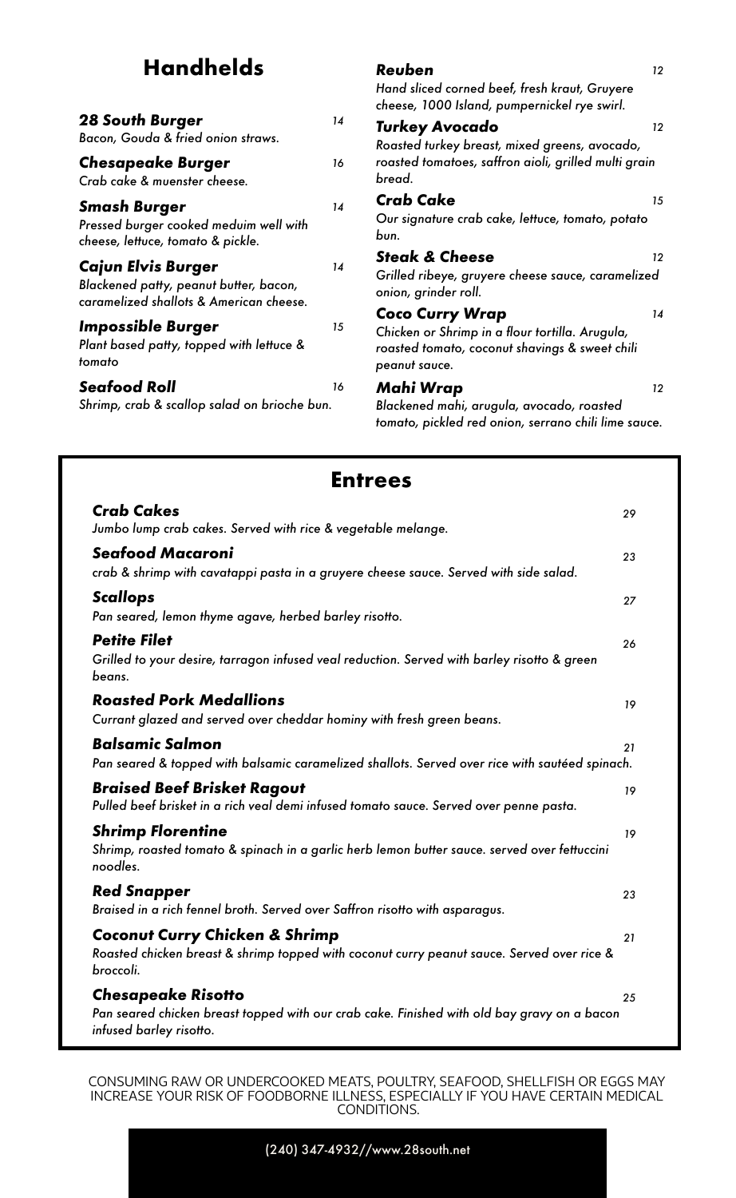## Handhelds

***28 South Burger*** *14*
*Bacon, Gouda & fried onion straws.*

***Chesapeake Burger*** *16*
*Crab cake & muenster cheese.*

***Smash Burger*** *14*
*Pressed burger cooked meduim well with cheese, lettuce, tomato & pickle.*

***Cajun Elvis Burger*** *14*
*Blackened patty, peanut butter, bacon, caramelized shallots & American cheese.*

***Impossible Burger*** *15*
*Plant based patty, topped with lettuce & tomato*

***Seafood Roll*** *16*
*Shrimp, crab & scallop salad on brioche bun.*

***Reuben*** *12*
*Hand sliced corned beef, fresh kraut, Gruyere cheese, 1000 Island, pumpernickel rye swirl.*

***Turkey Avocado*** *12*
*Roasted turkey breast, mixed greens, avocado, roasted tomatoes, saffron aioli, grilled multi grain bread.*

***Crab Cake*** *15*
*Our signature crab cake, lettuce, tomato, potato bun.*

***Steak & Cheese*** *12*
*Grilled ribeye, gruyere cheese sauce, caramelized onion, grinder roll.*

***Coco Curry Wrap*** *14*
*Chicken or Shrimp in a flour tortilla. Arugula, roasted tomato, coconut shavings & sweet chili peanut sauce.*

***Mahi Wrap*** *12*
*Blackened mahi, arugula, avocado, roasted tomato, pickled red onion, serrano chili lime sauce.*

## Entrees

***Crab Cakes*** *29*
*Jumbo lump crab cakes. Served with rice & vegetable melange.*

***Seafood Macaroni*** *23*
*crab & shrimp with cavatappi pasta in a gruyere cheese sauce. Served with side salad.*

***Scallops*** *27*
*Pan seared, lemon thyme agave, herbed barley risotto.*

***Petite Filet*** *26*
*Grilled to your desire, tarragon infused veal reduction. Served with barley risotto & green beans.*

***Roasted Pork Medallions*** *19*
*Currant glazed and served over cheddar hominy with fresh green beans.*

***Balsamic Salmon*** *21*
*Pan seared & topped with balsamic caramelized shallots. Served over rice with sautéed spinach.*

***Braised Beef Brisket Ragout*** *19*
*Pulled beef brisket in a rich veal demi infused tomato sauce. Served over penne pasta.*

***Shrimp Florentine*** *19*
*Shrimp, roasted tomato & spinach in a garlic herb lemon butter sauce. served over fettuccini noodles.*

***Red Snapper*** *23*
*Braised in a rich fennel broth. Served over Saffron risotto with asparagus.*

***Coconut Curry Chicken & Shrimp*** *21*
*Roasted chicken breast & shrimp topped with coconut curry peanut sauce. Served over rice & broccoli.*

***Chesapeake Risotto*** *25*
*Pan seared chicken breast topped with our crab cake. Finished with old bay gravy on a bacon infused barley risotto.*

CONSUMING RAW OR UNDERCOOKED MEATS, POULTRY, SEAFOOD, SHELLFISH OR EGGS MAY INCREASE YOUR RISK OF FOODBORNE ILLNESS, ESPECIALLY IF YOU HAVE CERTAIN MEDICAL CONDITIONS.

(240) 347-4932//www.28south.net